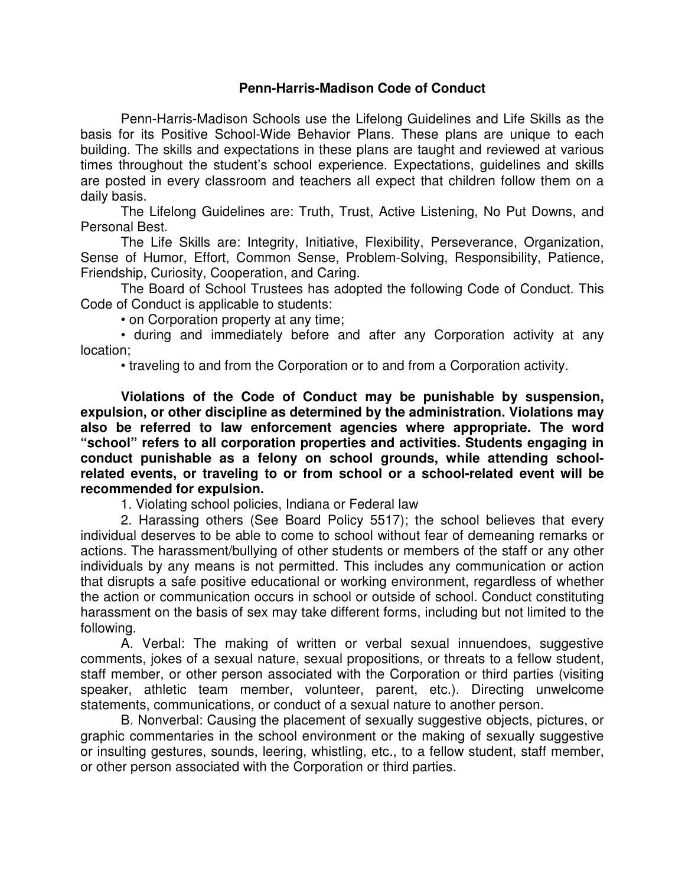# Penn-Harris-Madison Code of Conduct

Penn-Harris-Madison Schools use the Lifelong Guidelines and Life Skills as the basis for its Positive School-Wide Behavior Plans. These plans are unique to each building. The skills and expectations in these plans are taught and reviewed at various times throughout the student's school experience. Expectations, guidelines and skills are posted in every classroom and teachers all expect that children follow them on a daily basis.

The Lifelong Guidelines are: Truth, Trust, Active Listening, No Put Downs, and Personal Best.

The Life Skills are: Integrity, Initiative, Flexibility, Perseverance, Organization, Sense of Humor, Effort, Common Sense, Problem-Solving, Responsibility, Patience, Friendship, Curiosity, Cooperation, and Caring.

The Board of School Trustees has adopted the following Code of Conduct. This Code of Conduct is applicable to students:

- on Corporation property at any time;
- during and immediately before and after any Corporation activity at any location;
- traveling to and from the Corporation or to and from a Corporation activity.

**Violations of the Code of Conduct may be punishable by suspension, expulsion, or other discipline as determined by the administration. Violations may also be referred to law enforcement agencies where appropriate. The word "school" refers to all corporation properties and activities. Students engaging in conduct punishable as a felony on school grounds, while attending school-related events, or traveling to or from school or a school-related event will be recommended for expulsion.**

1. Violating school policies, Indiana or Federal law
2. Harassing others (See Board Policy 5517); the school believes that every individual deserves to be able to come to school without fear of demeaning remarks or actions. The harassment/bullying of other students or members of the staff or any other individuals by any means is not permitted. This includes any communication or action that disrupts a safe positive educational or working environment, regardless of whether the action or communication occurs in school or outside of school. Conduct constituting harassment on the basis of sex may take different forms, including but not limited to the following.

   A. Verbal: The making of written or verbal sexual innuendoes, suggestive comments, jokes of a sexual nature, sexual propositions, or threats to a fellow student, staff member, or other person associated with the Corporation or third parties (visiting speaker, athletic team member, volunteer, parent, etc.). Directing unwelcome statements, communications, or conduct of a sexual nature to another person.

   B. Nonverbal: Causing the placement of sexually suggestive objects, pictures, or graphic commentaries in the school environment or the making of sexually suggestive or insulting gestures, sounds, leering, whistling, etc., to a fellow student, staff member, or other person associated with the Corporation or third parties.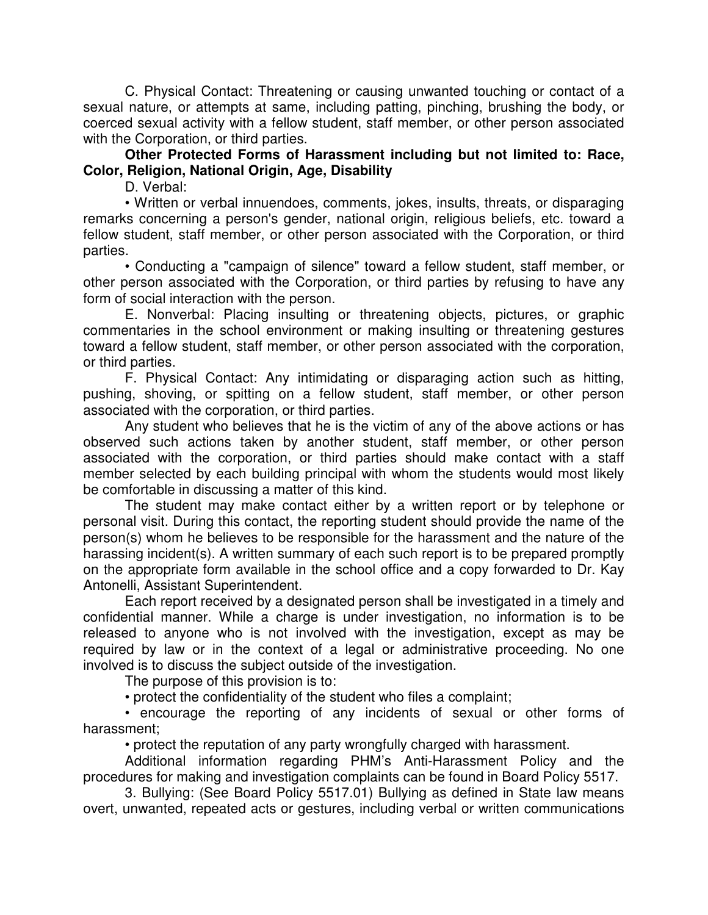C. Physical Contact: Threatening or causing unwanted touching or contact of a sexual nature, or attempts at same, including patting, pinching, brushing the body, or coerced sexual activity with a fellow student, staff member, or other person associated with the Corporation, or third parties.

**Other Protected Forms of Harassment including but not limited to: Race, Color, Religion, National Origin, Age, Disability**

D. Verbal:

• Written or verbal innuendoes, comments, jokes, insults, threats, or disparaging remarks concerning a person's gender, national origin, religious beliefs, etc. toward a fellow student, staff member, or other person associated with the Corporation, or third parties.

• Conducting a "campaign of silence" toward a fellow student, staff member, or other person associated with the Corporation, or third parties by refusing to have any form of social interaction with the person.

E. Nonverbal: Placing insulting or threatening objects, pictures, or graphic commentaries in the school environment or making insulting or threatening gestures toward a fellow student, staff member, or other person associated with the corporation, or third parties.

F. Physical Contact: Any intimidating or disparaging action such as hitting, pushing, shoving, or spitting on a fellow student, staff member, or other person associated with the corporation, or third parties.

Any student who believes that he is the victim of any of the above actions or has observed such actions taken by another student, staff member, or other person associated with the corporation, or third parties should make contact with a staff member selected by each building principal with whom the students would most likely be comfortable in discussing a matter of this kind.

The student may make contact either by a written report or by telephone or personal visit. During this contact, the reporting student should provide the name of the person(s) whom he believes to be responsible for the harassment and the nature of the harassing incident(s). A written summary of each such report is to be prepared promptly on the appropriate form available in the school office and a copy forwarded to Dr. Kay Antonelli, Assistant Superintendent.

Each report received by a designated person shall be investigated in a timely and confidential manner. While a charge is under investigation, no information is to be released to anyone who is not involved with the investigation, except as may be required by law or in the context of a legal or administrative proceeding. No one involved is to discuss the subject outside of the investigation.

The purpose of this provision is to:

• protect the confidentiality of the student who files a complaint;

• encourage the reporting of any incidents of sexual or other forms of harassment;

• protect the reputation of any party wrongfully charged with harassment.

Additional information regarding PHM's Anti-Harassment Policy and the procedures for making and investigation complaints can be found in Board Policy 5517.

3. Bullying: (See Board Policy 5517.01) Bullying as defined in State law means overt, unwanted, repeated acts or gestures, including verbal or written communications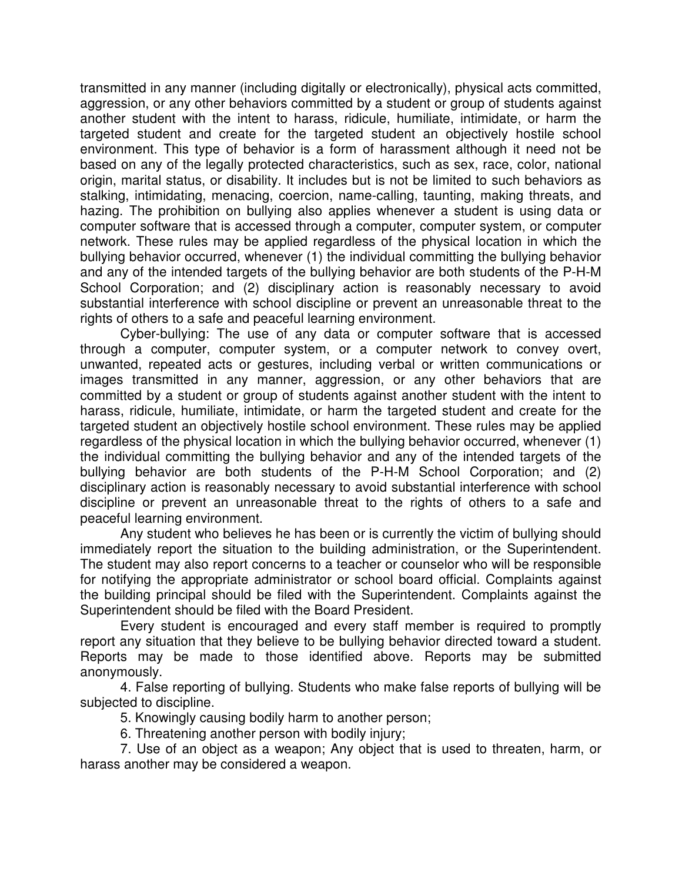transmitted in any manner (including digitally or electronically), physical acts committed, aggression, or any other behaviors committed by a student or group of students against another student with the intent to harass, ridicule, humiliate, intimidate, or harm the targeted student and create for the targeted student an objectively hostile school environment. This type of behavior is a form of harassment although it need not be based on any of the legally protected characteristics, such as sex, race, color, national origin, marital status, or disability. It includes but is not be limited to such behaviors as stalking, intimidating, menacing, coercion, name-calling, taunting, making threats, and hazing. The prohibition on bullying also applies whenever a student is using data or computer software that is accessed through a computer, computer system, or computer network. These rules may be applied regardless of the physical location in which the bullying behavior occurred, whenever (1) the individual committing the bullying behavior and any of the intended targets of the bullying behavior are both students of the P-H-M School Corporation; and (2) disciplinary action is reasonably necessary to avoid substantial interference with school discipline or prevent an unreasonable threat to the rights of others to a safe and peaceful learning environment.

Cyber-bullying: The use of any data or computer software that is accessed through a computer, computer system, or a computer network to convey overt, unwanted, repeated acts or gestures, including verbal or written communications or images transmitted in any manner, aggression, or any other behaviors that are committed by a student or group of students against another student with the intent to harass, ridicule, humiliate, intimidate, or harm the targeted student and create for the targeted student an objectively hostile school environment. These rules may be applied regardless of the physical location in which the bullying behavior occurred, whenever (1) the individual committing the bullying behavior and any of the intended targets of the bullying behavior are both students of the P-H-M School Corporation; and (2) disciplinary action is reasonably necessary to avoid substantial interference with school discipline or prevent an unreasonable threat to the rights of others to a safe and peaceful learning environment.

Any student who believes he has been or is currently the victim of bullying should immediately report the situation to the building administration, or the Superintendent. The student may also report concerns to a teacher or counselor who will be responsible for notifying the appropriate administrator or school board official. Complaints against the building principal should be filed with the Superintendent. Complaints against the Superintendent should be filed with the Board President.

Every student is encouraged and every staff member is required to promptly report any situation that they believe to be bullying behavior directed toward a student. Reports may be made to those identified above. Reports may be submitted anonymously.

4. False reporting of bullying. Students who make false reports of bullying will be subjected to discipline.

5. Knowingly causing bodily harm to another person;

6. Threatening another person with bodily injury;

7. Use of an object as a weapon; Any object that is used to threaten, harm, or harass another may be considered a weapon.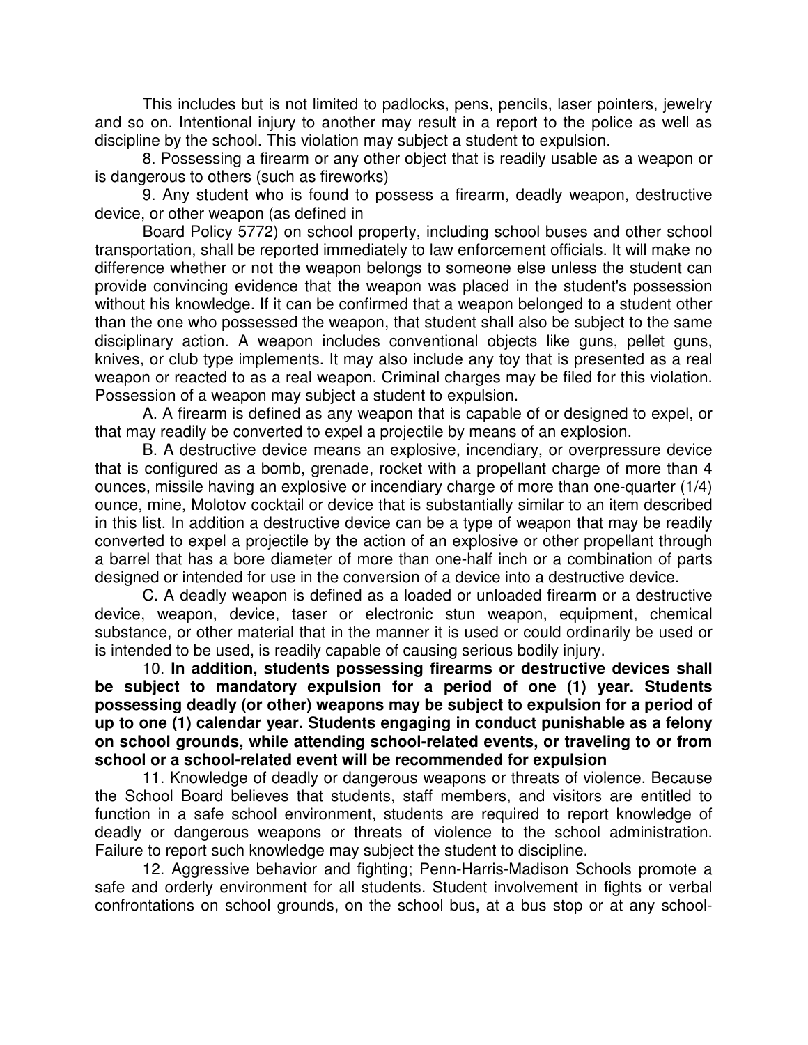This includes but is not limited to padlocks, pens, pencils, laser pointers, jewelry and so on. Intentional injury to another may result in a report to the police as well as discipline by the school. This violation may subject a student to expulsion.

8. Possessing a firearm or any other object that is readily usable as a weapon or is dangerous to others (such as fireworks)

9. Any student who is found to possess a firearm, deadly weapon, destructive device, or other weapon (as defined in

Board Policy 5772) on school property, including school buses and other school transportation, shall be reported immediately to law enforcement officials. It will make no difference whether or not the weapon belongs to someone else unless the student can provide convincing evidence that the weapon was placed in the student's possession without his knowledge. If it can be confirmed that a weapon belonged to a student other than the one who possessed the weapon, that student shall also be subject to the same disciplinary action. A weapon includes conventional objects like guns, pellet guns, knives, or club type implements. It may also include any toy that is presented as a real weapon or reacted to as a real weapon. Criminal charges may be filed for this violation. Possession of a weapon may subject a student to expulsion.

A. A firearm is defined as any weapon that is capable of or designed to expel, or that may readily be converted to expel a projectile by means of an explosion.

B. A destructive device means an explosive, incendiary, or overpressure device that is configured as a bomb, grenade, rocket with a propellant charge of more than 4 ounces, missile having an explosive or incendiary charge of more than one-quarter (1/4) ounce, mine, Molotov cocktail or device that is substantially similar to an item described in this list. In addition a destructive device can be a type of weapon that may be readily converted to expel a projectile by the action of an explosive or other propellant through a barrel that has a bore diameter of more than one-half inch or a combination of parts designed or intended for use in the conversion of a device into a destructive device.

C. A deadly weapon is defined as a loaded or unloaded firearm or a destructive device, weapon, device, taser or electronic stun weapon, equipment, chemical substance, or other material that in the manner it is used or could ordinarily be used or is intended to be used, is readily capable of causing serious bodily injury.

10. **In addition, students possessing firearms or destructive devices shall be subject to mandatory expulsion for a period of one (1) year. Students possessing deadly (or other) weapons may be subject to expulsion for a period of up to one (1) calendar year. Students engaging in conduct punishable as a felony on school grounds, while attending school-related events, or traveling to or from school or a school-related event will be recommended for expulsion**

11. Knowledge of deadly or dangerous weapons or threats of violence. Because the School Board believes that students, staff members, and visitors are entitled to function in a safe school environment, students are required to report knowledge of deadly or dangerous weapons or threats of violence to the school administration. Failure to report such knowledge may subject the student to discipline.

12. Aggressive behavior and fighting; Penn-Harris-Madison Schools promote a safe and orderly environment for all students. Student involvement in fights or verbal confrontations on school grounds, on the school bus, at a bus stop or at any school-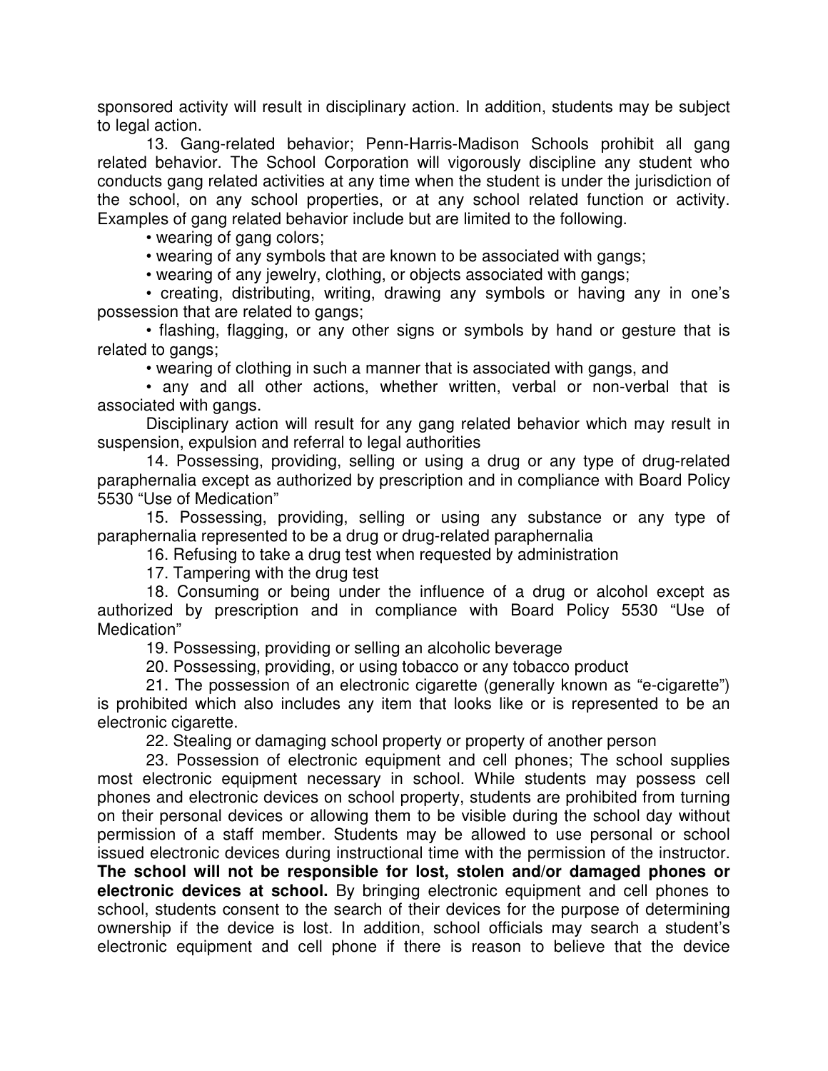sponsored activity will result in disciplinary action. In addition, students may be subject to legal action.

13. Gang-related behavior; Penn-Harris-Madison Schools prohibit all gang related behavior. The School Corporation will vigorously discipline any student who conducts gang related activities at any time when the student is under the jurisdiction of the school, on any school properties, or at any school related function or activity. Examples of gang related behavior include but are limited to the following.

- wearing of gang colors;
- wearing of any symbols that are known to be associated with gangs;
- wearing of any jewelry, clothing, or objects associated with gangs;
- creating, distributing, writing, drawing any symbols or having any in one's possession that are related to gangs;
- flashing, flagging, or any other signs or symbols by hand or gesture that is related to gangs;
- wearing of clothing in such a manner that is associated with gangs, and
- any and all other actions, whether written, verbal or non-verbal that is associated with gangs.

Disciplinary action will result for any gang related behavior which may result in suspension, expulsion and referral to legal authorities

14. Possessing, providing, selling or using a drug or any type of drug-related paraphernalia except as authorized by prescription and in compliance with Board Policy 5530 "Use of Medication"

15. Possessing, providing, selling or using any substance or any type of paraphernalia represented to be a drug or drug-related paraphernalia

16. Refusing to take a drug test when requested by administration

17. Tampering with the drug test

18. Consuming or being under the influence of a drug or alcohol except as authorized by prescription and in compliance with Board Policy 5530 "Use of Medication"

19. Possessing, providing or selling an alcoholic beverage

20. Possessing, providing, or using tobacco or any tobacco product

21. The possession of an electronic cigarette (generally known as "e-cigarette") is prohibited which also includes any item that looks like or is represented to be an electronic cigarette.

22. Stealing or damaging school property or property of another person

23. Possession of electronic equipment and cell phones; The school supplies most electronic equipment necessary in school. While students may possess cell phones and electronic devices on school property, students are prohibited from turning on their personal devices or allowing them to be visible during the school day without permission of a staff member. Students may be allowed to use personal or school issued electronic devices during instructional time with the permission of the instructor. **The school will not be responsible for lost, stolen and/or damaged phones or electronic devices at school.** By bringing electronic equipment and cell phones to school, students consent to the search of their devices for the purpose of determining ownership if the device is lost. In addition, school officials may search a student's electronic equipment and cell phone if there is reason to believe that the device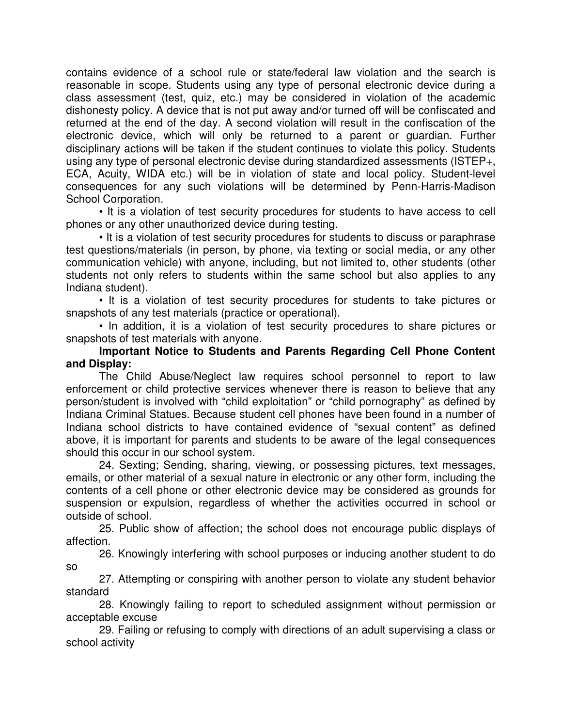contains evidence of a school rule or state/federal law violation and the search is reasonable in scope. Students using any type of personal electronic device during a class assessment (test, quiz, etc.) may be considered in violation of the academic dishonesty policy. A device that is not put away and/or turned off will be confiscated and returned at the end of the day. A second violation will result in the confiscation of the electronic device, which will only be returned to a parent or guardian. Further disciplinary actions will be taken if the student continues to violate this policy. Students using any type of personal electronic devise during standardized assessments (ISTEP+, ECA, Acuity, WIDA etc.) will be in violation of state and local policy. Student-level consequences for any such violations will be determined by Penn-Harris-Madison School Corporation.

- It is a violation of test security procedures for students to have access to cell phones or any other unauthorized device during testing.
- It is a violation of test security procedures for students to discuss or paraphrase test questions/materials (in person, by phone, via texting or social media, or any other communication vehicle) with anyone, including, but not limited to, other students (other students not only refers to students within the same school but also applies to any Indiana student).
- It is a violation of test security procedures for students to take pictures or snapshots of any test materials (practice or operational).
- In addition, it is a violation of test security procedures to share pictures or snapshots of test materials with anyone.

**Important Notice to Students and Parents Regarding Cell Phone Content and Display:**

The Child Abuse/Neglect law requires school personnel to report to law enforcement or child protective services whenever there is reason to believe that any person/student is involved with “child exploitation” or “child pornography” as defined by Indiana Criminal Statues. Because student cell phones have been found in a number of Indiana school districts to have contained evidence of “sexual content” as defined above, it is important for parents and students to be aware of the legal consequences should this occur in our school system.

24. Sexting; Sending, sharing, viewing, or possessing pictures, text messages, emails, or other material of a sexual nature in electronic or any other form, including the contents of a cell phone or other electronic device may be considered as grounds for suspension or expulsion, regardless of whether the activities occurred in school or outside of school.
25. Public show of affection; the school does not encourage public displays of affection.
26. Knowingly interfering with school purposes or inducing another student to do so
27. Attempting or conspiring with another person to violate any student behavior standard
28. Knowingly failing to report to scheduled assignment without permission or acceptable excuse
29. Failing or refusing to comply with directions of an adult supervising a class or school activity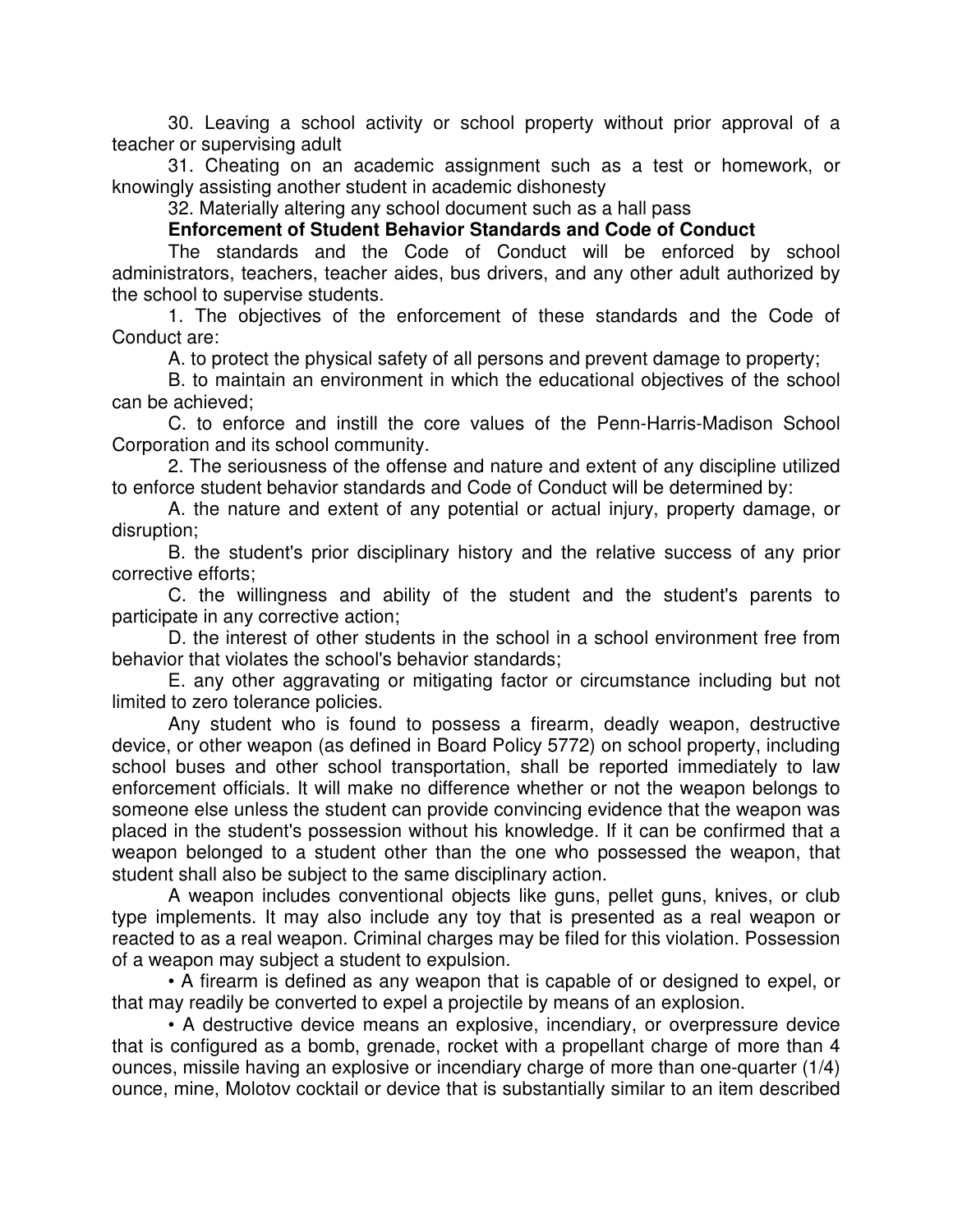30. Leaving a school activity or school property without prior approval of a teacher or supervising adult

31. Cheating on an academic assignment such as a test or homework, or knowingly assisting another student in academic dishonesty

32. Materially altering any school document such as a hall pass

**Enforcement of Student Behavior Standards and Code of Conduct**

The standards and the Code of Conduct will be enforced by school administrators, teachers, teacher aides, bus drivers, and any other adult authorized by the school to supervise students.

1. The objectives of the enforcement of these standards and the Code of Conduct are:

A. to protect the physical safety of all persons and prevent damage to property;

B. to maintain an environment in which the educational objectives of the school can be achieved;

C. to enforce and instill the core values of the Penn-Harris-Madison School Corporation and its school community.

2. The seriousness of the offense and nature and extent of any discipline utilized to enforce student behavior standards and Code of Conduct will be determined by:

A. the nature and extent of any potential or actual injury, property damage, or disruption;

B. the student's prior disciplinary history and the relative success of any prior corrective efforts;

C. the willingness and ability of the student and the student's parents to participate in any corrective action;

D. the interest of other students in the school in a school environment free from behavior that violates the school's behavior standards;

E. any other aggravating or mitigating factor or circumstance including but not limited to zero tolerance policies.

Any student who is found to possess a firearm, deadly weapon, destructive device, or other weapon (as defined in Board Policy 5772) on school property, including school buses and other school transportation, shall be reported immediately to law enforcement officials. It will make no difference whether or not the weapon belongs to someone else unless the student can provide convincing evidence that the weapon was placed in the student's possession without his knowledge. If it can be confirmed that a weapon belonged to a student other than the one who possessed the weapon, that student shall also be subject to the same disciplinary action.

A weapon includes conventional objects like guns, pellet guns, knives, or club type implements. It may also include any toy that is presented as a real weapon or reacted to as a real weapon. Criminal charges may be filed for this violation. Possession of a weapon may subject a student to expulsion.

- A firearm is defined as any weapon that is capable of or designed to expel, or that may readily be converted to expel a projectile by means of an explosion.
- A destructive device means an explosive, incendiary, or overpressure device that is configured as a bomb, grenade, rocket with a propellant charge of more than 4 ounces, missile having an explosive or incendiary charge of more than one-quarter (1/4) ounce, mine, Molotov cocktail or device that is substantially similar to an item described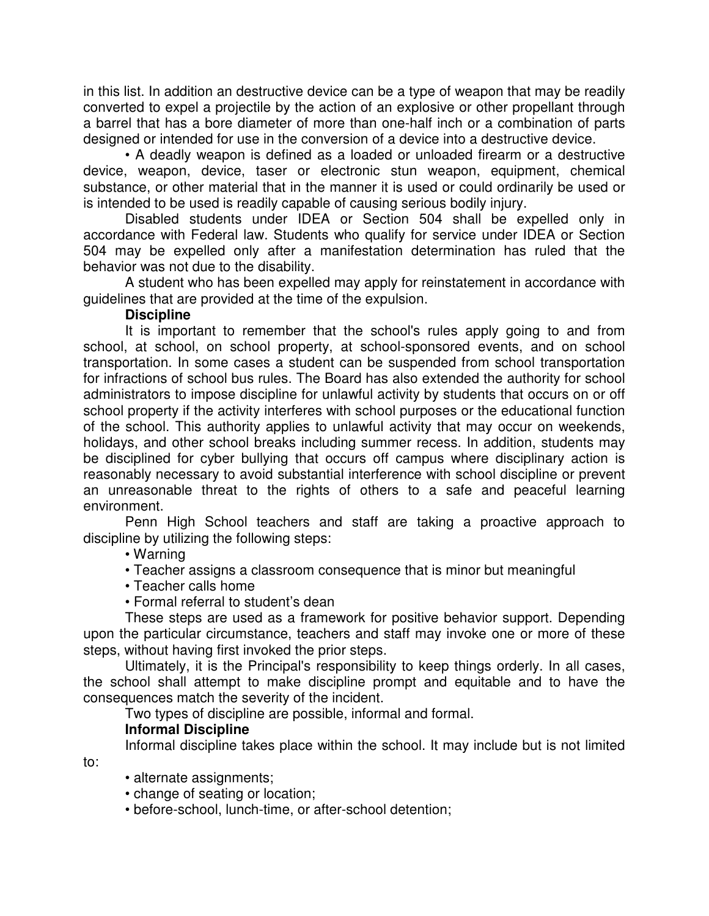in this list. In addition an destructive device can be a type of weapon that may be readily converted to expel a projectile by the action of an explosive or other propellant through a barrel that has a bore diameter of more than one-half inch or a combination of parts designed or intended for use in the conversion of a device into a destructive device.

- A deadly weapon is defined as a loaded or unloaded firearm or a destructive device, weapon, device, taser or electronic stun weapon, equipment, chemical substance, or other material that in the manner it is used or could ordinarily be used or is intended to be used is readily capable of causing serious bodily injury.

Disabled students under IDEA or Section 504 shall be expelled only in accordance with Federal law. Students who qualify for service under IDEA or Section 504 may be expelled only after a manifestation determination has ruled that the behavior was not due to the disability.

A student who has been expelled may apply for reinstatement in accordance with guidelines that are provided at the time of the expulsion.

**Discipline**

It is important to remember that the school's rules apply going to and from school, at school, on school property, at school-sponsored events, and on school transportation. In some cases a student can be suspended from school transportation for infractions of school bus rules. The Board has also extended the authority for school administrators to impose discipline for unlawful activity by students that occurs on or off school property if the activity interferes with school purposes or the educational function of the school. This authority applies to unlawful activity that may occur on weekends, holidays, and other school breaks including summer recess. In addition, students may be disciplined for cyber bullying that occurs off campus where disciplinary action is reasonably necessary to avoid substantial interference with school discipline or prevent an unreasonable threat to the rights of others to a safe and peaceful learning environment.

Penn High School teachers and staff are taking a proactive approach to discipline by utilizing the following steps:

- Warning
- Teacher assigns a classroom consequence that is minor but meaningful
- Teacher calls home
- Formal referral to student's dean

These steps are used as a framework for positive behavior support. Depending upon the particular circumstance, teachers and staff may invoke one or more of these steps, without having first invoked the prior steps.

Ultimately, it is the Principal's responsibility to keep things orderly. In all cases, the school shall attempt to make discipline prompt and equitable and to have the consequences match the severity of the incident.

Two types of discipline are possible, informal and formal.

**Informal Discipline**

Informal discipline takes place within the school. It may include but is not limited to:

- alternate assignments;
- change of seating or location;
- before-school, lunch-time, or after-school detention;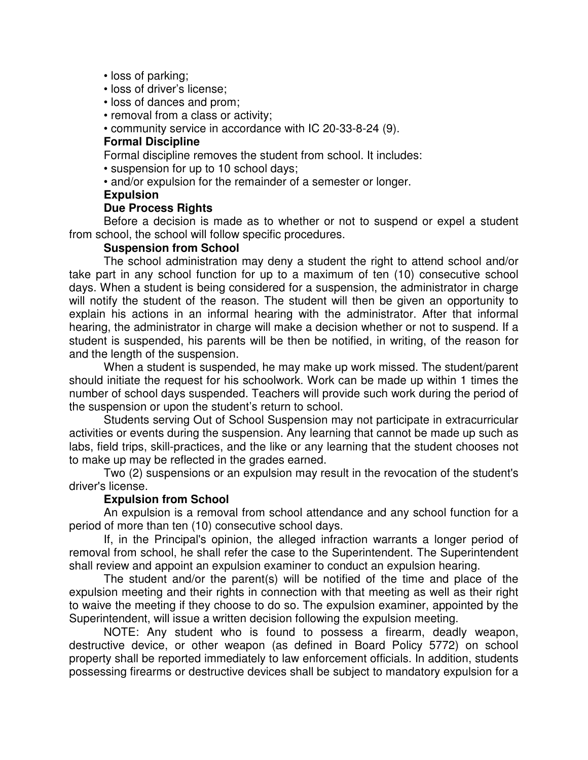- loss of parking;
- loss of driver's license;
- loss of dances and prom;
- removal from a class or activity;
- community service in accordance with IC 20-33-8-24 (9).

**Formal Discipline**

Formal discipline removes the student from school. It includes:

- suspension for up to 10 school days;
- and/or expulsion for the remainder of a semester or longer.

**Expulsion**

**Due Process Rights**

Before a decision is made as to whether or not to suspend or expel a student from school, the school will follow specific procedures.

**Suspension from School**

The school administration may deny a student the right to attend school and/or take part in any school function for up to a maximum of ten (10) consecutive school days. When a student is being considered for a suspension, the administrator in charge will notify the student of the reason. The student will then be given an opportunity to explain his actions in an informal hearing with the administrator. After that informal hearing, the administrator in charge will make a decision whether or not to suspend. If a student is suspended, his parents will be then be notified, in writing, of the reason for and the length of the suspension.

When a student is suspended, he may make up work missed. The student/parent should initiate the request for his schoolwork. Work can be made up within 1 times the number of school days suspended. Teachers will provide such work during the period of the suspension or upon the student's return to school.

Students serving Out of School Suspension may not participate in extracurricular activities or events during the suspension. Any learning that cannot be made up such as labs, field trips, skill-practices, and the like or any learning that the student chooses not to make up may be reflected in the grades earned.

Two (2) suspensions or an expulsion may result in the revocation of the student's driver's license.

**Expulsion from School**

An expulsion is a removal from school attendance and any school function for a period of more than ten (10) consecutive school days.

If, in the Principal's opinion, the alleged infraction warrants a longer period of removal from school, he shall refer the case to the Superintendent. The Superintendent shall review and appoint an expulsion examiner to conduct an expulsion hearing.

The student and/or the parent(s) will be notified of the time and place of the expulsion meeting and their rights in connection with that meeting as well as their right to waive the meeting if they choose to do so. The expulsion examiner, appointed by the Superintendent, will issue a written decision following the expulsion meeting.

NOTE: Any student who is found to possess a firearm, deadly weapon, destructive device, or other weapon (as defined in Board Policy 5772) on school property shall be reported immediately to law enforcement officials. In addition, students possessing firearms or destructive devices shall be subject to mandatory expulsion for a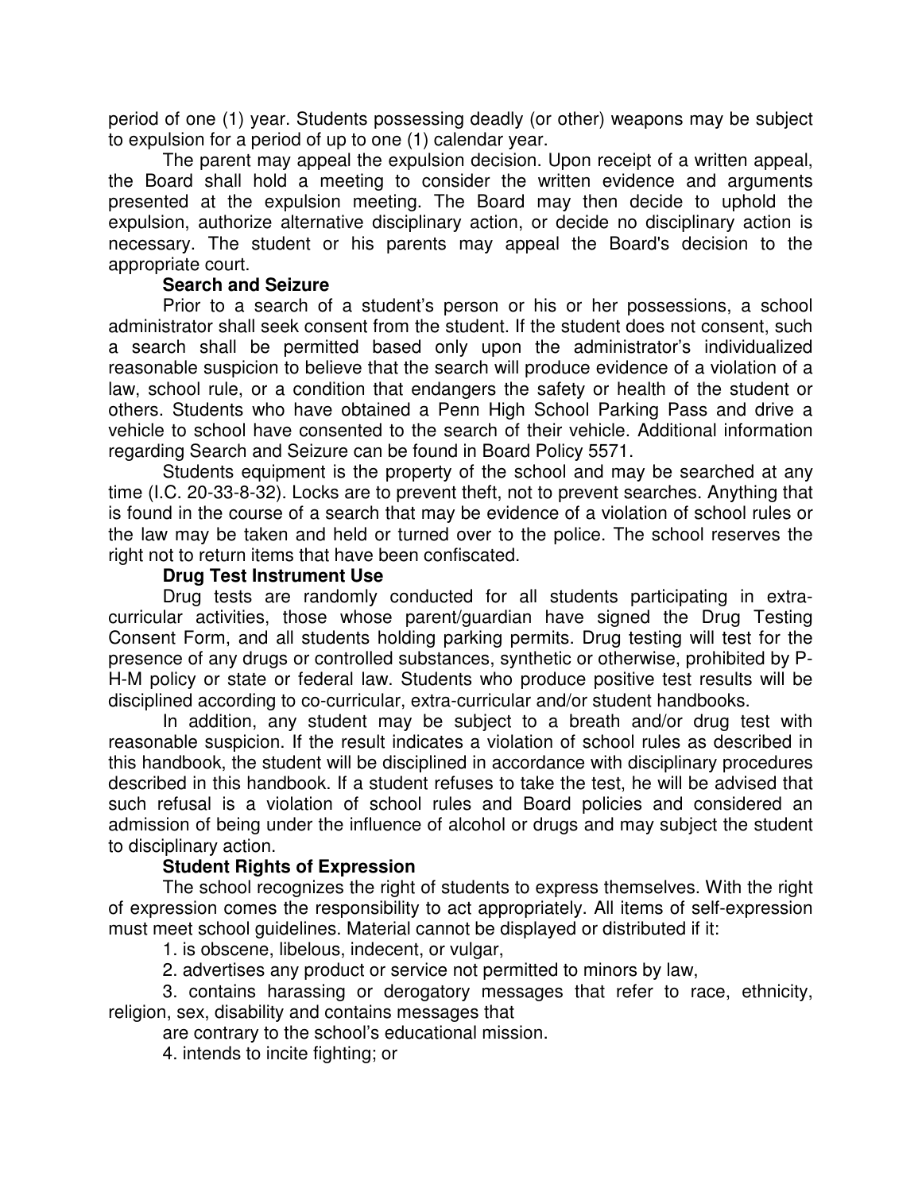period of one (1) year. Students possessing deadly (or other) weapons may be subject to expulsion for a period of up to one (1) calendar year.

The parent may appeal the expulsion decision. Upon receipt of a written appeal, the Board shall hold a meeting to consider the written evidence and arguments presented at the expulsion meeting. The Board may then decide to uphold the expulsion, authorize alternative disciplinary action, or decide no disciplinary action is necessary. The student or his parents may appeal the Board's decision to the appropriate court.

**Search and Seizure**

Prior to a search of a student's person or his or her possessions, a school administrator shall seek consent from the student. If the student does not consent, such a search shall be permitted based only upon the administrator's individualized reasonable suspicion to believe that the search will produce evidence of a violation of a law, school rule, or a condition that endangers the safety or health of the student or others. Students who have obtained a Penn High School Parking Pass and drive a vehicle to school have consented to the search of their vehicle. Additional information regarding Search and Seizure can be found in Board Policy 5571.

Students equipment is the property of the school and may be searched at any time (I.C. 20-33-8-32). Locks are to prevent theft, not to prevent searches. Anything that is found in the course of a search that may be evidence of a violation of school rules or the law may be taken and held or turned over to the police. The school reserves the right not to return items that have been confiscated.

**Drug Test Instrument Use**

Drug tests are randomly conducted for all students participating in extra-curricular activities, those whose parent/guardian have signed the Drug Testing Consent Form, and all students holding parking permits. Drug testing will test for the presence of any drugs or controlled substances, synthetic or otherwise, prohibited by P-H-M policy or state or federal law. Students who produce positive test results will be disciplined according to co-curricular, extra-curricular and/or student handbooks.

In addition, any student may be subject to a breath and/or drug test with reasonable suspicion. If the result indicates a violation of school rules as described in this handbook, the student will be disciplined in accordance with disciplinary procedures described in this handbook. If a student refuses to take the test, he will be advised that such refusal is a violation of school rules and Board policies and considered an admission of being under the influence of alcohol or drugs and may subject the student to disciplinary action.

**Student Rights of Expression**

The school recognizes the right of students to express themselves. With the right of expression comes the responsibility to act appropriately. All items of self-expression must meet school guidelines. Material cannot be displayed or distributed if it:

1. is obscene, libelous, indecent, or vulgar,
2. advertises any product or service not permitted to minors by law,
3. contains harassing or derogatory messages that refer to race, ethnicity, religion, sex, disability and contains messages that are contrary to the school's educational mission.
4. intends to incite fighting; or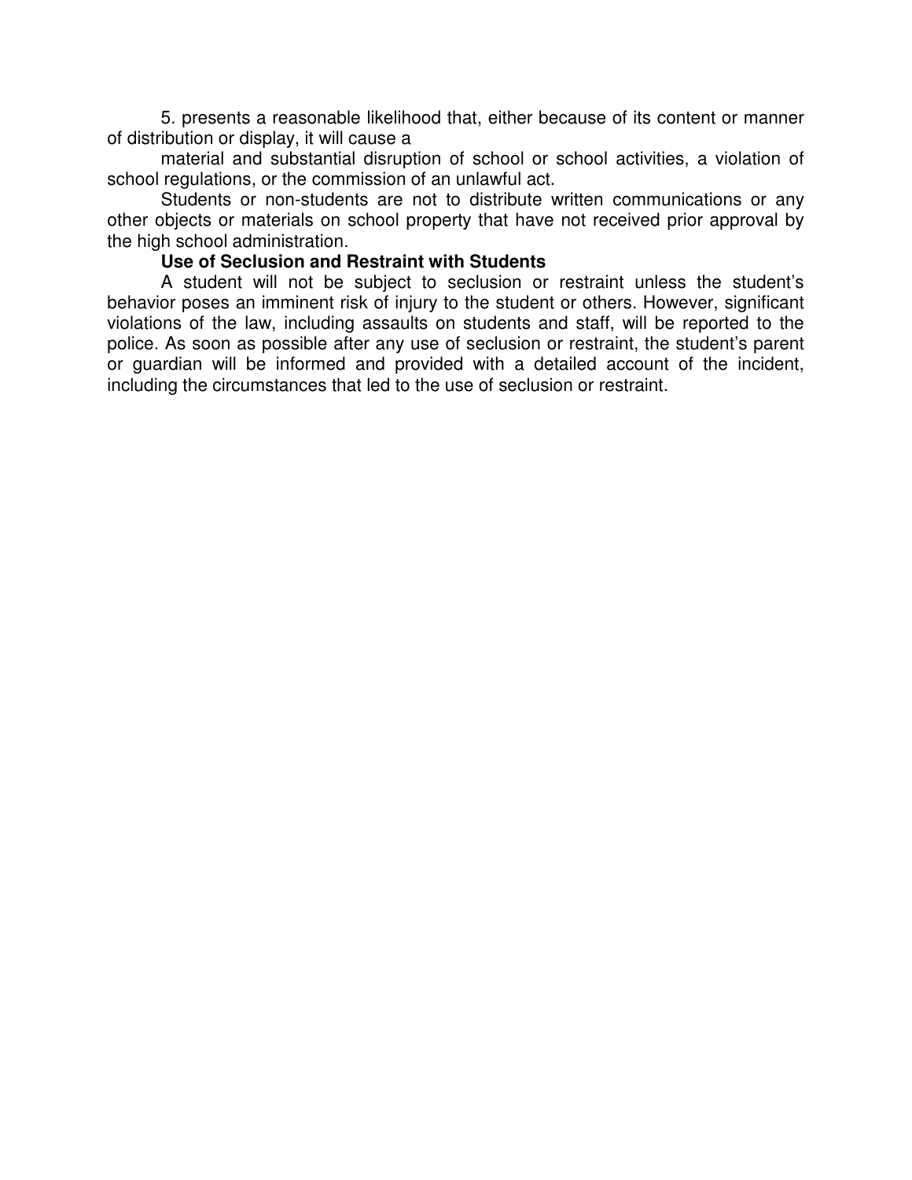5. presents a reasonable likelihood that, either because of its content or manner of distribution or display, it will cause a

material and substantial disruption of school or school activities, a violation of school regulations, or the commission of an unlawful act.

Students or non-students are not to distribute written communications or any other objects or materials on school property that have not received prior approval by the high school administration.

**Use of Seclusion and Restraint with Students**

A student will not be subject to seclusion or restraint unless the student's behavior poses an imminent risk of injury to the student or others. However, significant violations of the law, including assaults on students and staff, will be reported to the police. As soon as possible after any use of seclusion or restraint, the student's parent or guardian will be informed and provided with a detailed account of the incident, including the circumstances that led to the use of seclusion or restraint.